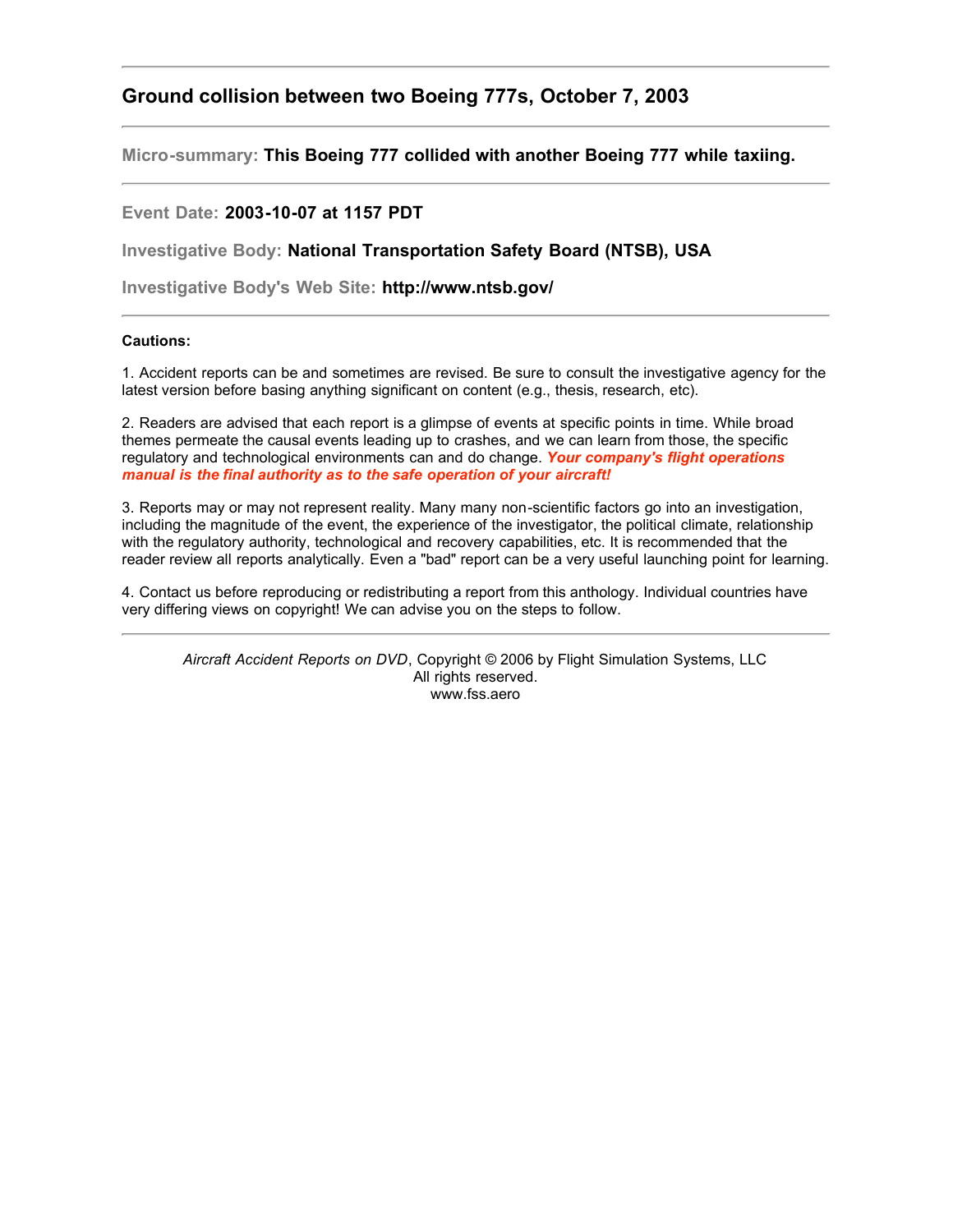## Ground collision between two Boeing 777s, October 7, 2003

---

**Micro-summary:** **This Boeing 777 collided with another Boeing 777 while taxiing.**

---

**Event Date:** **2003-10-07 at 1157 PDT**

**Investigative Body:** **National Transportation Safety Board (NTSB), USA**

**Investigative Body's Web Site:** **http://www.ntsb.gov/**

---

**Cautions:**

1. Accident reports can be and sometimes are revised. Be sure to consult the investigative agency for the latest version before basing anything significant on content (e.g., thesis, research, etc).

2. Readers are advised that each report is a glimpse of events at specific points in time. While broad themes permeate the causal events leading up to crashes, and we can learn from those, the specific regulatory and technological environments can and do change. ***Your company's flight operations manual is the final authority as to the safe operation of your aircraft!***

3. Reports may or may not represent reality. Many many non-scientific factors go into an investigation, including the magnitude of the event, the experience of the investigator, the political climate, relationship with the regulatory authority, technological and recovery capabilities, etc. It is recommended that the reader review all reports analytically. Even a "bad" report can be a very useful launching point for learning.

4. Contact us before reproducing or redistributing a report from this anthology. Individual countries have very differing views on copyright! We can advise you on the steps to follow.

---

*Aircraft Accident Reports on DVD*, Copyright © 2006 by Flight Simulation Systems, LLC
All rights reserved.
www.fss.aero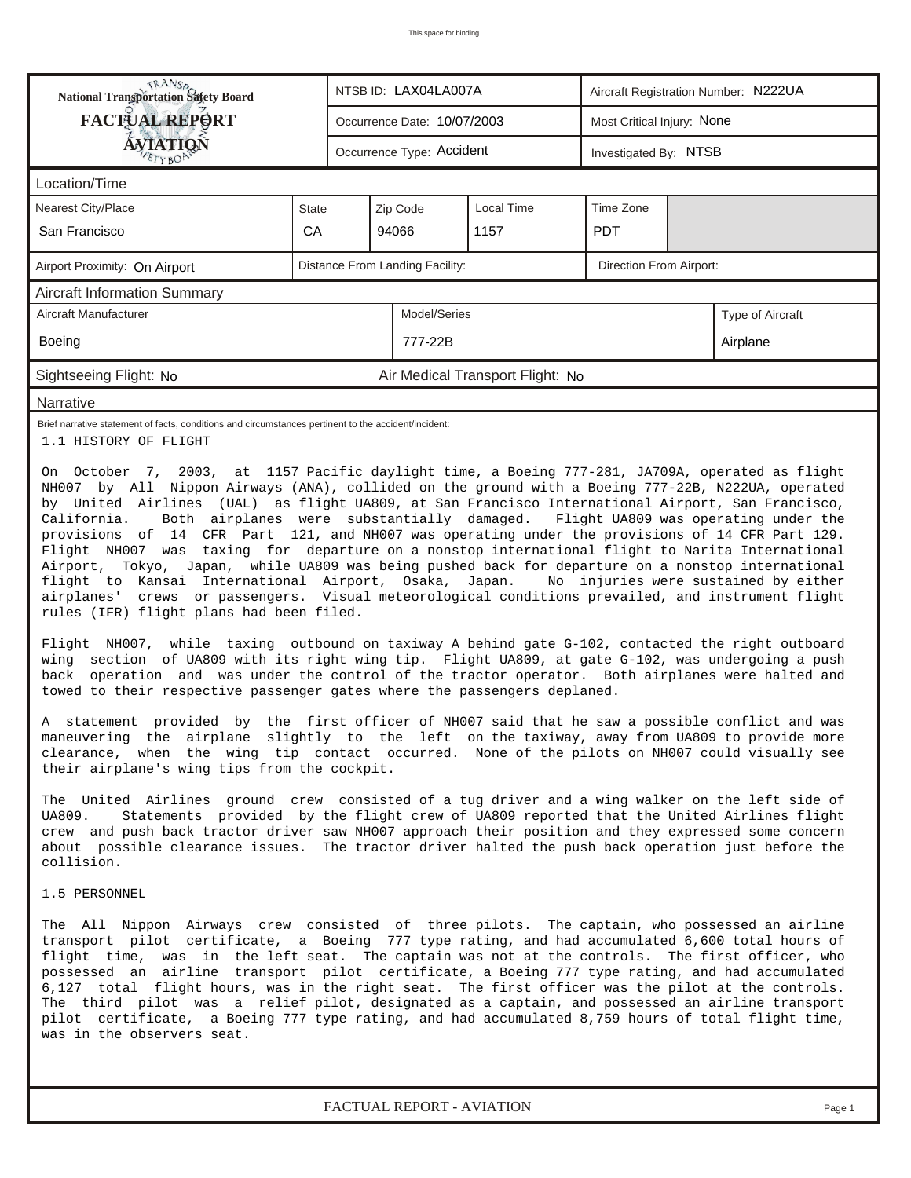This space for binding

| National Transportation Safety Board FACTUAL REPORT AVIATION | NTSB ID: LAX04LA007A | Aircraft Registration Number: N222UA |
|---|---|---|
| | Occurrence Date: 10/07/2003 | Most Critical Injury: None |
| | Occurrence Type: Accident | Investigated By: NTSB |

**Location/Time**

| Nearest City/Place | State | Zip Code | Local Time | Time Zone |
|---|---|---|---|---|
| San Francisco | CA | 94066 | 1157 | PDT |

| Airport Proximity: On Airport | Distance From Landing Facility: | Direction From Airport: |
|---|---|---|

**Aircraft Information Summary**

| Aircraft Manufacturer | Model/Series | Type of Aircraft |
|---|---|---|
| Boeing | 777-22B | Airplane |

Sightseeing Flight: No    Air Medical Transport Flight: No

**Narrative**

Brief narrative statement of facts, conditions and circumstances pertinent to the accident/incident:

1.1 HISTORY OF FLIGHT

On October 7, 2003, at 1157 Pacific daylight time, a Boeing 777-281, JA709A, operated as flight NH007 by All Nippon Airways (ANA), collided on the ground with a Boeing 777-22B, N222UA, operated by United Airlines (UAL) as flight UA809, at San Francisco International Airport, San Francisco, California. Both airplanes were substantially damaged. Flight UA809 was operating under the provisions of 14 CFR Part 121, and NH007 was operating under the provisions of 14 CFR Part 129. Flight NH007 was taxing for departure on a nonstop international flight to Narita International Airport, Tokyo, Japan, while UA809 was being pushed back for departure on a nonstop international flight to Kansai International Airport, Osaka, Japan. No injuries were sustained by either airplanes' crews or passengers. Visual meteorological conditions prevailed, and instrument flight rules (IFR) flight plans had been filed.

Flight NH007, while taxiing outbound on taxiway A behind gate G-102, contacted the right outboard wing section of UA809 with its right wing tip. Flight UA809, at gate G-102, was undergoing a push back operation and was under the control of the tractor operator. Both airplanes were halted and towed to their respective passenger gates where the passengers deplaned.

A statement provided by the first officer of NH007 said that he saw a possible conflict and was maneuvering the airplane slightly to the left on the taxiway, away from UA809 to provide more clearance, when the wing tip contact occurred. None of the pilots on NH007 could visually see their airplane's wing tips from the cockpit.

The United Airlines ground crew consisted of a tug driver and a wing walker on the left side of UA809. Statements provided by the flight crew of UA809 reported that the United Airlines flight crew and push back tractor driver saw NH007 approach their position and they expressed some concern about possible clearance issues. The tractor driver halted the push back operation just before the collision.

1.5 PERSONNEL

The All Nippon Airways crew consisted of three pilots. The captain, who possessed an airline transport pilot certificate, a Boeing 777 type rating, and had accumulated 6,600 total hours of flight time, was in the left seat. The captain was not at the controls. The first officer, who possessed an airline transport pilot certificate, a Boeing 777 type rating, and had accumulated 6,127 total flight hours, was in the right seat. The first officer was the pilot at the controls. The third pilot was a relief pilot, designated as a captain, and possessed an airline transport pilot certificate, a Boeing 777 type rating, and had accumulated 8,759 hours of total flight time, was in the observers seat.

FACTUAL REPORT - AVIATION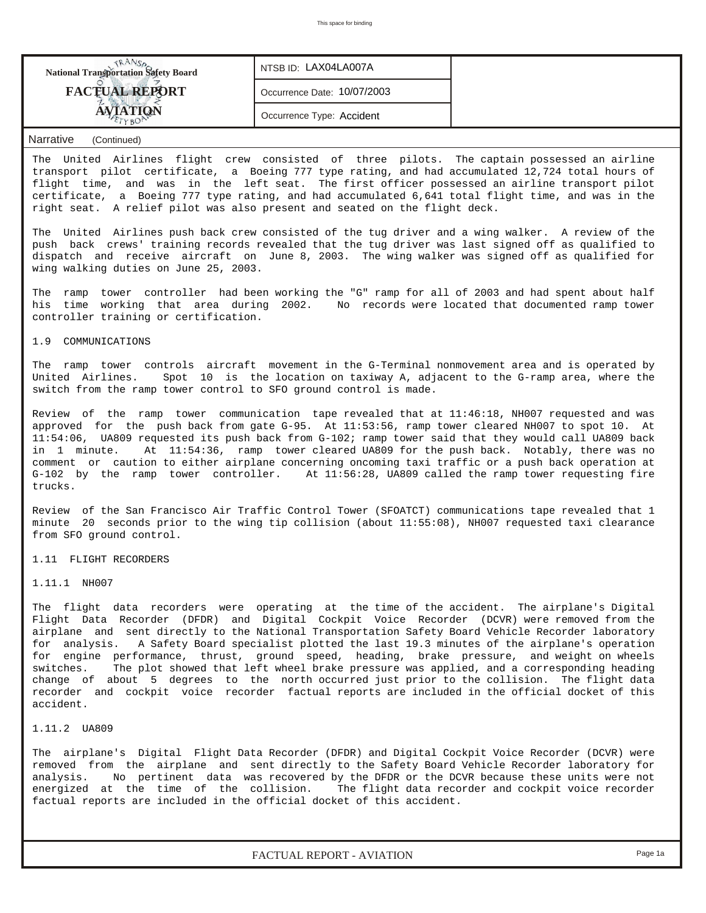National Transportation Safety Board
FACTUAL REPORT
AVIATION

NTSB ID: LAX04LA007A

Occurrence Date: 10/07/2003

Occurrence Type: Accident

Narrative (Continued)

The United Airlines flight crew consisted of three pilots. The captain possessed an airline transport pilot certificate, a Boeing 777 type rating, and had accumulated 12,724 total hours of flight time, and was in the left seat. The first officer possessed an airline transport pilot certificate, a Boeing 777 type rating, and had accumulated 6,641 total flight time, and was in the right seat. A relief pilot was also present and seated on the flight deck.

The United Airlines push back crew consisted of the tug driver and a wing walker. A review of the push back crews' training records revealed that the tug driver was last signed off as qualified to dispatch and receive aircraft on June 8, 2003. The wing walker was signed off as qualified for wing walking duties on June 25, 2003.

The ramp tower controller had been working the "G" ramp for all of 2003 and had spent about half his time working that area during 2002. No records were located that documented ramp tower controller training or certification.

1.9 COMMUNICATIONS

The ramp tower controls aircraft movement in the G-Terminal nonmovement area and is operated by United Airlines. Spot 10 is the location on taxiway A, adjacent to the G-ramp area, where the switch from the ramp tower control to SFO ground control is made.

Review of the ramp tower communication tape revealed that at 11:46:18, NH007 requested and was approved for the push back from gate G-95. At 11:53:56, ramp tower cleared NH007 to spot 10. At 11:54:06, UA809 requested its push back from G-102; ramp tower said that they would call UA809 back in 1 minute. At 11:54:36, ramp tower cleared UA809 for the push back. Notably, there was no comment or caution to either airplane concerning oncoming taxi traffic or a push back operation at G-102 by the ramp tower controller. At 11:56:28, UA809 called the ramp tower requesting fire trucks.

Review of the San Francisco Air Traffic Control Tower (SFOATCT) communications tape revealed that 1 minute 20 seconds prior to the wing tip collision (about 11:55:08), NH007 requested taxi clearance from SFO ground control.

1.11 FLIGHT RECORDERS

1.11.1 NH007

The flight data recorders were operating at the time of the accident. The airplane's Digital Flight Data Recorder (DFDR) and Digital Cockpit Voice Recorder (DCVR) were removed from the airplane and sent directly to the National Transportation Safety Board Vehicle Recorder laboratory for analysis. A Safety Board specialist plotted the last 19.3 minutes of the airplane's operation for engine performance, thrust, ground speed, heading, brake pressure, and weight on wheels switches. The plot showed that left wheel brake pressure was applied, and a corresponding heading change of about 5 degrees to the north occurred just prior to the collision. The flight data recorder and cockpit voice recorder factual reports are included in the official docket of this accident.

1.11.2 UA809

The airplane's Digital Flight Data Recorder (DFDR) and Digital Cockpit Voice Recorder (DCVR) were removed from the airplane and sent directly to the Safety Board Vehicle Recorder laboratory for analysis. No pertinent data was recovered by the DFDR or the DCVR because these units were not energized at the time of the collision. The flight data recorder and cockpit voice recorder factual reports are included in the official docket of this accident.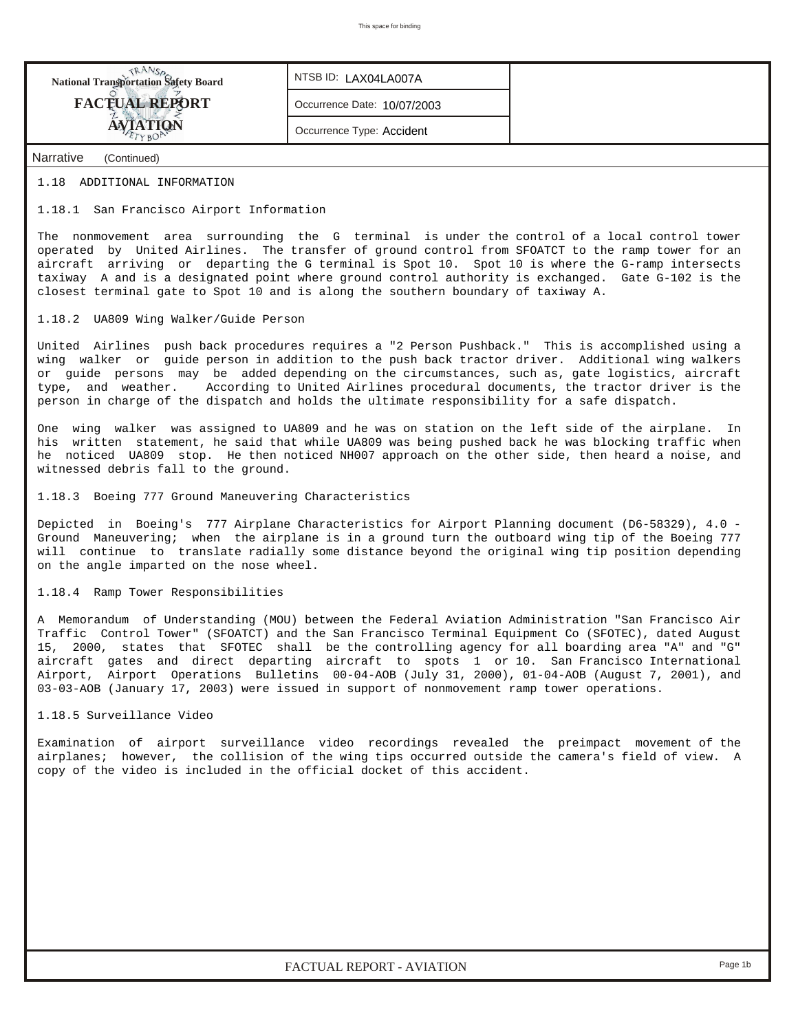National Transportation Safety Board

FACTUAL REPORT

AVIATION

| | |
|---|---|
| NTSB ID: LAX04LA007A | |
| Occurrence Date: 10/07/2003 | |
| Occurrence Type: Accident | |

Narrative (Continued)

1.18 ADDITIONAL INFORMATION

1.18.1 San Francisco Airport Information

The nonmovement area surrounding the G terminal is under the control of a local control tower operated by United Airlines. The transfer of ground control from SFOATCT to the ramp tower for an aircraft arriving or departing the G terminal is Spot 10. Spot 10 is where the G-ramp intersects taxiway A and is a designated point where ground control authority is exchanged. Gate G-102 is the closest terminal gate to Spot 10 and is along the southern boundary of taxiway A.

1.18.2 UA809 Wing Walker/Guide Person

United Airlines push back procedures requires a "2 Person Pushback." This is accomplished using a wing walker or guide person in addition to the push back tractor driver. Additional wing walkers or guide persons may be added depending on the circumstances, such as, gate logistics, aircraft type, and weather. According to United Airlines procedural documents, the tractor driver is the person in charge of the dispatch and holds the ultimate responsibility for a safe dispatch.

One wing walker was assigned to UA809 and he was on station on the left side of the airplane. In his written statement, he said that while UA809 was being pushed back he was blocking traffic when he noticed UA809 stop. He then noticed NH007 approach on the other side, then heard a noise, and witnessed debris fall to the ground.

1.18.3 Boeing 777 Ground Maneuvering Characteristics

Depicted in Boeing's 777 Airplane Characteristics for Airport Planning document (D6-58329), 4.0 - Ground Maneuvering; when the airplane is in a ground turn the outboard wing tip of the Boeing 777 will continue to translate radially some distance beyond the original wing tip position depending on the angle imparted on the nose wheel.

1.18.4 Ramp Tower Responsibilities

A Memorandum of Understanding (MOU) between the Federal Aviation Administration "San Francisco Air Traffic Control Tower" (SFOATCT) and the San Francisco Terminal Equipment Co (SFOTEC), dated August 15, 2000, states that SFOTEC shall be the controlling agency for all boarding area "A" and "G" aircraft gates and direct departing aircraft to spots 1 or 10. San Francisco International Airport, Airport Operations Bulletins 00-04-AOB (July 31, 2000), 01-04-AOB (August 7, 2001), and 03-03-AOB (January 17, 2003) were issued in support of nonmovement ramp tower operations.

1.18.5 Surveillance Video

Examination of airport surveillance video recordings revealed the preimpact movement of the airplanes; however, the collision of the wing tips occurred outside the camera's field of view. A copy of the video is included in the official docket of this accident.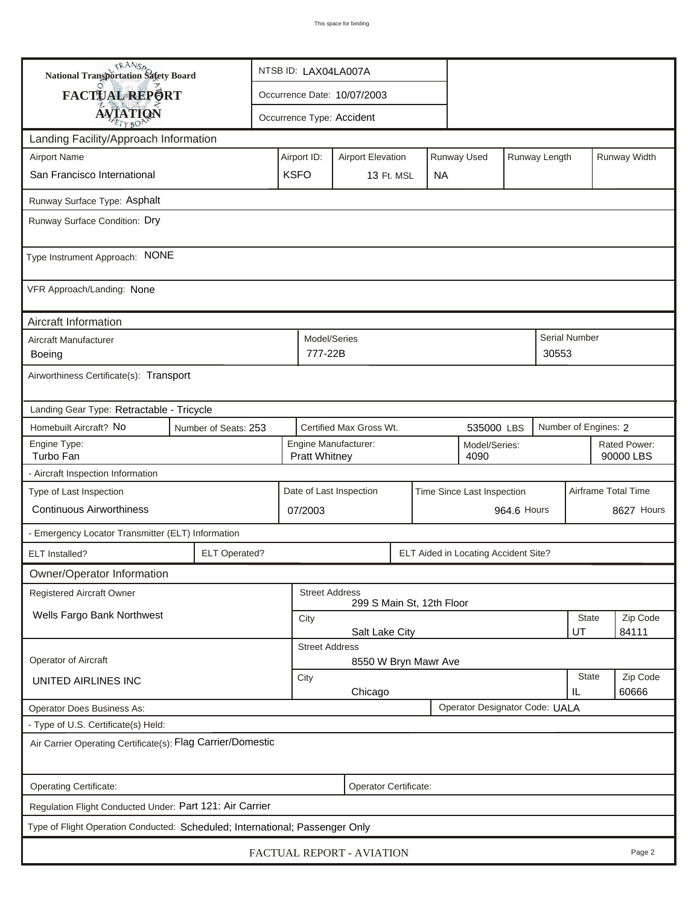This space for binding

| National Transportation Safety Board FACTUAL REPORT AVIATION | NTSB ID: LAX04LA007A |
|---|---|
| | Occurrence Date: 10/07/2003 |
| | Occurrence Type: Accident |

## Landing Facility/Approach Information

| Airport Name | Airport ID: | Airport Elevation | Runway Used | Runway Length | Runway Width |
|---|---|---|---|---|---|
| San Francisco International | KSFO | 13 Ft. MSL | NA | | |

Runway Surface Type: Asphalt

Runway Surface Condition: Dry

Type Instrument Approach: NONE

VFR Approach/Landing: None

## Aircraft Information

| Aircraft Manufacturer | Model/Series | Serial Number |
|---|---|---|
| Boeing | 777-22B | 30553 |

Airworthiness Certificate(s): Transport

Landing Gear Type: Retractable - Tricycle

| Homebuilt Aircraft? | Number of Seats: | Certified Max Gross Wt. | Number of Engines: |
|---|---|---|---|
| No | 253 | 535000 LBS | 2 |

| Engine Type: | Engine Manufacturer: | Model/Series: | Rated Power: |
|---|---|---|---|
| Turbo Fan | Pratt Whitney | 4090 | 90000 LBS |

- Aircraft Inspection Information

| Type of Last Inspection | Date of Last Inspection | Time Since Last Inspection | Airframe Total Time |
|---|---|---|---|
| Continuous Airworthiness | 07/2003 | 964.6 Hours | 8627 Hours |

- Emergency Locator Transmitter (ELT) Information

| ELT Installed? | ELT Operated? | ELT Aided in Locating Accident Site? |
|---|---|---|
| | | |

## Owner/Operator Information

| | Street Address | City | State | Zip Code |
|---|---|---|---|---|
| Registered Aircraft Owner: Wells Fargo Bank Northwest | 299 S Main St, 12th Floor | Salt Lake City | UT | 84111 |
| Operator of Aircraft: UNITED AIRLINES INC | 8550 W Bryn Mawr Ave | Chicago | IL | 60666 |

Operator Does Business As:

Operator Designator Code: UALA

- Type of U.S. Certificate(s) Held:

Air Carrier Operating Certificate(s): Flag Carrier/Domestic

Operating Certificate:

Operator Certificate:

Regulation Flight Conducted Under: Part 121: Air Carrier

Type of Flight Operation Conducted: Scheduled; International; Passenger Only

FACTUAL REPORT - AVIATION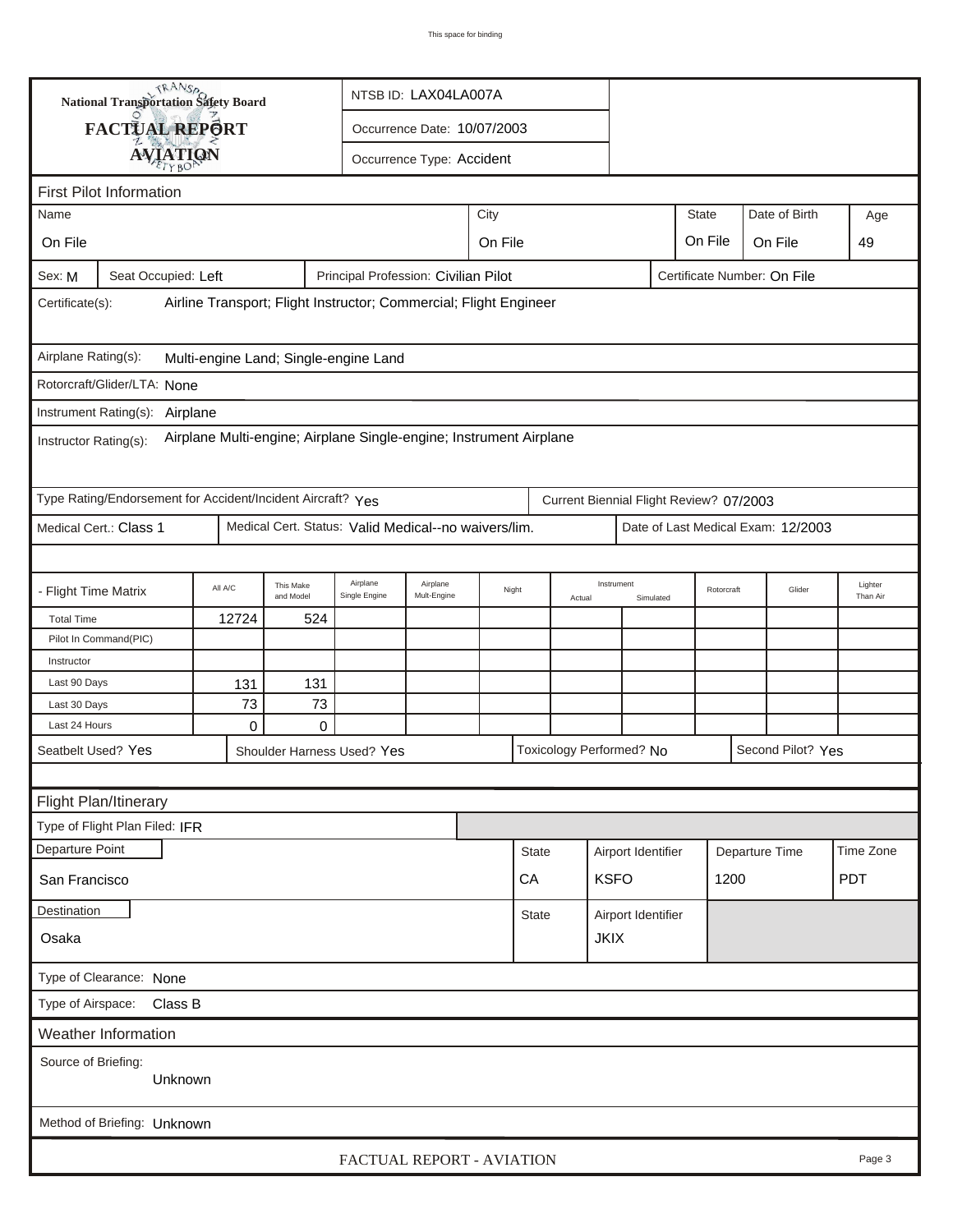This space for binding

**National Transportation Safety Board**

**FACTUAL REPORT**

**AVIATION**

NTSB ID: LAX04LA007A

Occurrence Date: 10/07/2003

Occurrence Type: Accident

## First Pilot Information

| Name | City | State | Date of Birth | Age |
|---|---|---|---|---|
| On File | On File | On File | On File | 49 |

Sex: M | Seat Occupied: Left | Principal Profession: Civilian Pilot | Certificate Number: On File

Certificate(s): Airline Transport; Flight Instructor; Commercial; Flight Engineer

Airplane Rating(s): Multi-engine Land; Single-engine Land

Rotorcraft/Glider/LTA: None

Instrument Rating(s): Airplane

Instructor Rating(s): Airplane Multi-engine; Airplane Single-engine; Instrument Airplane

Type Rating/Endorsement for Accident/Incident Aircraft? Yes | Current Biennial Flight Review? 07/2003

Medical Cert.: Class 1 | Medical Cert. Status: Valid Medical--no waivers/lim. | Date of Last Medical Exam: 12/2003

| - Flight Time Matrix | All A/C | This Make and Model | Airplane Single Engine | Airplane Mult-Engine | Night | Instrument Actual | Instrument Simulated | Rotorcraft | Glider | Lighter Than Air |
|---|---|---|---|---|---|---|---|---|---|---|
| Total Time | 12724 | 524 | | | | | | | | |
| Pilot In Command(PIC) | | | | | | | | | | |
| Instructor | | | | | | | | | | |
| Last 90 Days | 131 | 131 | | | | | | | | |
| Last 30 Days | 73 | 73 | | | | | | | | |
| Last 24 Hours | 0 | 0 | | | | | | | | |

Seatbelt Used? Yes | Shoulder Harness Used? Yes | Toxicology Performed? No | Second Pilot? Yes

## Flight Plan/Itinerary

Type of Flight Plan Filed: IFR

| Departure Point | State | Airport Identifier | Departure Time | Time Zone |
|---|---|---|---|---|
| San Francisco | CA | KSFO | 1200 | PDT |

| Destination | State | Airport Identifier |
|---|---|---|
| Osaka | | JKIX |

Type of Clearance: None

Type of Airspace: Class B

## Weather Information

Source of Briefing: Unknown

Method of Briefing: Unknown

FACTUAL REPORT - AVIATION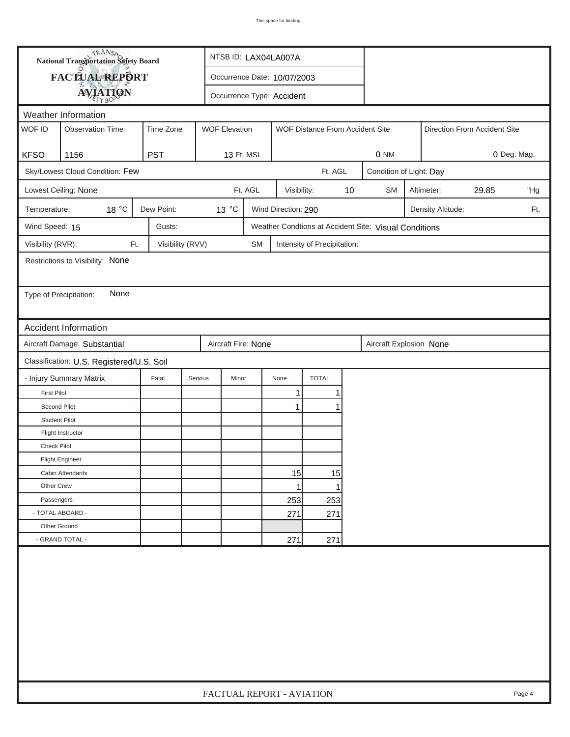National Transportation Safety Board

**FACTUAL REPORT**

**AVIATION**

NTSB ID: LAX04LA007A

Occurrence Date: 10/07/2003

Occurrence Type: Accident

## Weather Information

| WOF ID | Observation Time | Time Zone | WOF Elevation | WOF Distance From Accident Site | Direction From Accident Site |
|---|---|---|---|---|---|
| KFSO | 1156 | PST | 13 Ft. MSL | 0 NM | 0 Deg. Mag. |

Sky/Lowest Cloud Condition: Few — Ft. AGL

Condition of Light: Day

Lowest Ceiling: None — Ft. AGL

Visibility: 10 SM

Altimeter: 29.85 "Hg

Temperature: 18 °C

Dew Point: 13 °C

Wind Direction: 290

Density Altitude: Ft.

Wind Speed: 15

Gusts:

Weather Condtions at Accident Site: Visual Conditions

Visibility (RVR): Ft.

Visibility (RVV) SM

Intensity of Precipitation:

Restrictions to Visibility: None

Type of Precipitation: None

## Accident Information

Aircraft Damage: Substantial

Aircraft Fire: None

Aircraft Explosion None

Classification: U.S. Registered/U.S. Soil

| - Injury Summary Matrix | Fatal | Serious | Minor | None | TOTAL |
|---|---|---|---|---|---|
| First Pilot | | | | 1 | 1 |
| Second Pilot | | | | 1 | 1 |
| Student Pilot | | | | | |
| Flight Instructor | | | | | |
| Check Pilot | | | | | |
| Flight Engineer | | | | | |
| Cabin Attendants | | | | 15 | 15 |
| Other Crew | | | | 1 | 1 |
| Passengers | | | | 253 | 253 |
| - TOTAL ABOARD - | | | | 271 | 271 |
| Other Ground | | | | | |
| - GRAND TOTAL - | | | | 271 | 271 |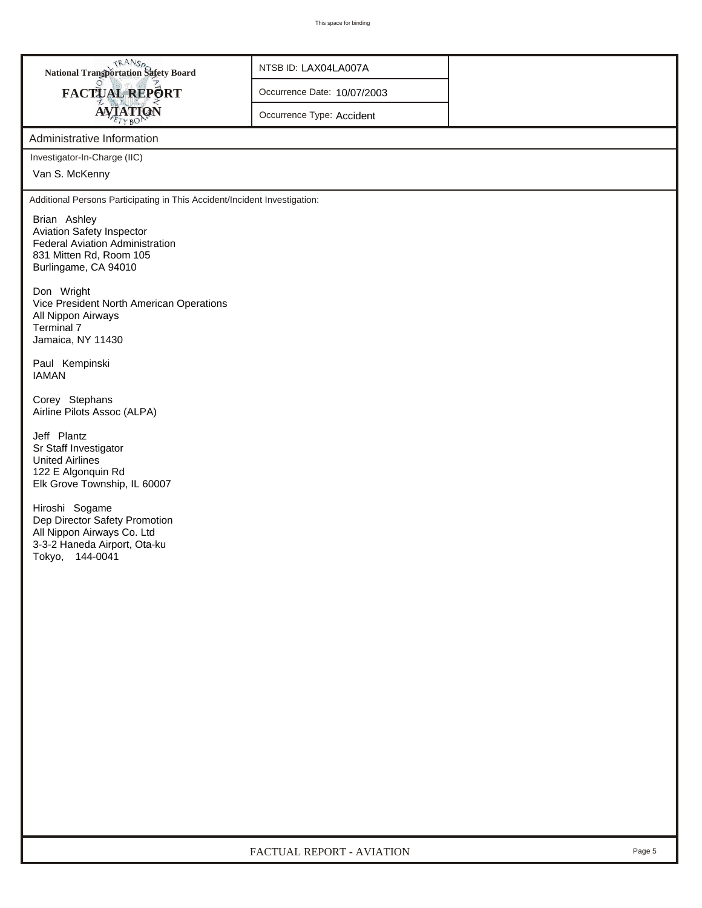**National Transportation Safety Board**

**FACTUAL REPORT**

**AVIATION**

| | |
|---|---|
| NTSB ID: LAX04LA007A | |
| Occurrence Date: 10/07/2003 | |
| Occurrence Type: Accident | |

## Administrative Information

Investigator-In-Charge (IIC)

Van S. McKenny

Additional Persons Participating in This Accident/Incident Investigation:

Brian Ashley
Aviation Safety Inspector
Federal Aviation Administration
831 Mitten Rd, Room 105
Burlingame, CA 94010

Don Wright
Vice President North American Operations
All Nippon Airways
Terminal 7
Jamaica, NY 11430

Paul Kempinski
IAMAN

Corey Stephans
Airline Pilots Assoc (ALPA)

Jeff Plantz
Sr Staff Investigator
United Airlines
122 E Algonquin Rd
Elk Grove Township, IL 60007

Hiroshi Sogame
Dep Director Safety Promotion
All Nippon Airways Co. Ltd
3-3-2 Haneda Airport, Ota-ku
Tokyo, 144-0041